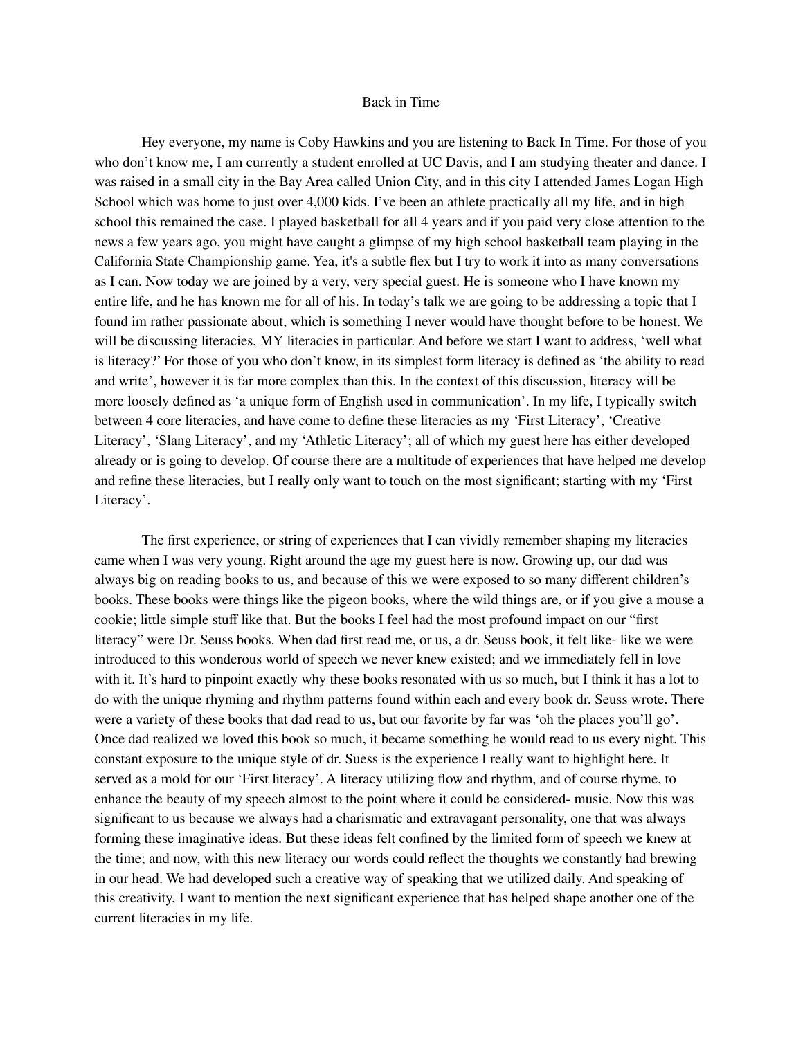# Back in Time

Hey everyone, my name is Coby Hawkins and you are listening to Back In Time. For those of you who don't know me, I am currently a student enrolled at UC Davis, and I am studying theater and dance. I was raised in a small city in the Bay Area called Union City, and in this city I attended James Logan High School which was home to just over 4,000 kids. I've been an athlete practically all my life, and in high school this remained the case. I played basketball for all 4 years and if you paid very close attention to the news a few years ago, you might have caught a glimpse of my high school basketball team playing in the California State Championship game. Yea, it's a subtle flex but I try to work it into as many conversations as I can. Now today we are joined by a very, very special guest. He is someone who I have known my entire life, and he has known me for all of his. In today's talk we are going to be addressing a topic that I found im rather passionate about, which is something I never would have thought before to be honest. We will be discussing literacies, MY literacies in particular. And before we start I want to address, 'well what is literacy?' For those of you who don't know, in its simplest form literacy is defined as 'the ability to read and write', however it is far more complex than this. In the context of this discussion, literacy will be more loosely defined as 'a unique form of English used in communication'. In my life, I typically switch between 4 core literacies, and have come to define these literacies as my 'First Literacy', 'Creative Literacy', 'Slang Literacy', and my 'Athletic Literacy'; all of which my guest here has either developed already or is going to develop. Of course there are a multitude of experiences that have helped me develop and refine these literacies, but I really only want to touch on the most significant; starting with my 'First Literacy'.

The first experience, or string of experiences that I can vividly remember shaping my literacies came when I was very young. Right around the age my guest here is now. Growing up, our dad was always big on reading books to us, and because of this we were exposed to so many different children's books. These books were things like the pigeon books, where the wild things are, or if you give a mouse a cookie; little simple stuff like that. But the books I feel had the most profound impact on our "first literacy" were Dr. Seuss books. When dad first read me, or us, a dr. Seuss book, it felt like- like we were introduced to this wonderous world of speech we never knew existed; and we immediately fell in love with it. It's hard to pinpoint exactly why these books resonated with us so much, but I think it has a lot to do with the unique rhyming and rhythm patterns found within each and every book dr. Seuss wrote. There were a variety of these books that dad read to us, but our favorite by far was 'oh the places you'll go'. Once dad realized we loved this book so much, it became something he would read to us every night. This constant exposure to the unique style of dr. Suess is the experience I really want to highlight here. It served as a mold for our 'First literacy'. A literacy utilizing flow and rhythm, and of course rhyme, to enhance the beauty of my speech almost to the point where it could be considered- music. Now this was significant to us because we always had a charismatic and extravagant personality, one that was always forming these imaginative ideas. But these ideas felt confined by the limited form of speech we knew at the time; and now, with this new literacy our words could reflect the thoughts we constantly had brewing in our head. We had developed such a creative way of speaking that we utilized daily. And speaking of this creativity, I want to mention the next significant experience that has helped shape another one of the current literacies in my life.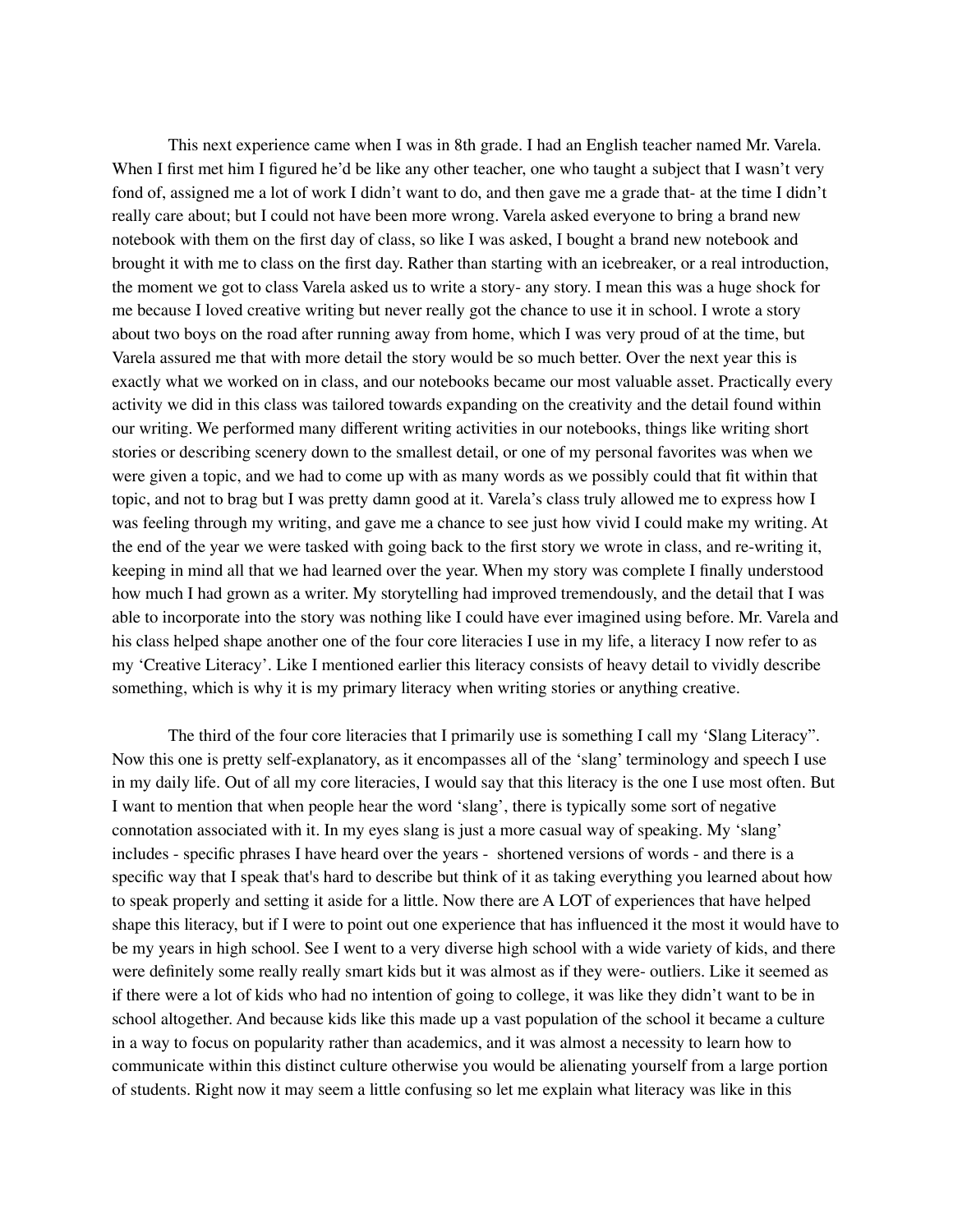This next experience came when I was in 8th grade. I had an English teacher named Mr. Varela. When I first met him I figured he'd be like any other teacher, one who taught a subject that I wasn't very fond of, assigned me a lot of work I didn't want to do, and then gave me a grade that- at the time I didn't really care about; but I could not have been more wrong. Varela asked everyone to bring a brand new notebook with them on the first day of class, so like I was asked, I bought a brand new notebook and brought it with me to class on the first day. Rather than starting with an icebreaker, or a real introduction, the moment we got to class Varela asked us to write a story- any story. I mean this was a huge shock for me because I loved creative writing but never really got the chance to use it in school. I wrote a story about two boys on the road after running away from home, which I was very proud of at the time, but Varela assured me that with more detail the story would be so much better. Over the next year this is exactly what we worked on in class, and our notebooks became our most valuable asset. Practically every activity we did in this class was tailored towards expanding on the creativity and the detail found within our writing. We performed many different writing activities in our notebooks, things like writing short stories or describing scenery down to the smallest detail, or one of my personal favorites was when we were given a topic, and we had to come up with as many words as we possibly could that fit within that topic, and not to brag but I was pretty damn good at it. Varela's class truly allowed me to express how I was feeling through my writing, and gave me a chance to see just how vivid I could make my writing. At the end of the year we were tasked with going back to the first story we wrote in class, and re-writing it, keeping in mind all that we had learned over the year. When my story was complete I finally understood how much I had grown as a writer. My storytelling had improved tremendously, and the detail that I was able to incorporate into the story was nothing like I could have ever imagined using before. Mr. Varela and his class helped shape another one of the four core literacies I use in my life, a literacy I now refer to as my 'Creative Literacy'. Like I mentioned earlier this literacy consists of heavy detail to vividly describe something, which is why it is my primary literacy when writing stories or anything creative.

The third of the four core literacies that I primarily use is something I call my 'Slang Literacy". Now this one is pretty self-explanatory, as it encompasses all of the 'slang' terminology and speech I use in my daily life. Out of all my core literacies, I would say that this literacy is the one I use most often. But I want to mention that when people hear the word 'slang', there is typically some sort of negative connotation associated with it. In my eyes slang is just a more casual way of speaking. My 'slang' includes - specific phrases I have heard over the years - shortened versions of words - and there is a specific way that I speak that's hard to describe but think of it as taking everything you learned about how to speak properly and setting it aside for a little. Now there are A LOT of experiences that have helped shape this literacy, but if I were to point out one experience that has influenced it the most it would have to be my years in high school. See I went to a very diverse high school with a wide variety of kids, and there were definitely some really really smart kids but it was almost as if they were- outliers. Like it seemed as if there were a lot of kids who had no intention of going to college, it was like they didn't want to be in school altogether. And because kids like this made up a vast population of the school it became a culture in a way to focus on popularity rather than academics, and it was almost a necessity to learn how to communicate within this distinct culture otherwise you would be alienating yourself from a large portion of students. Right now it may seem a little confusing so let me explain what literacy was like in this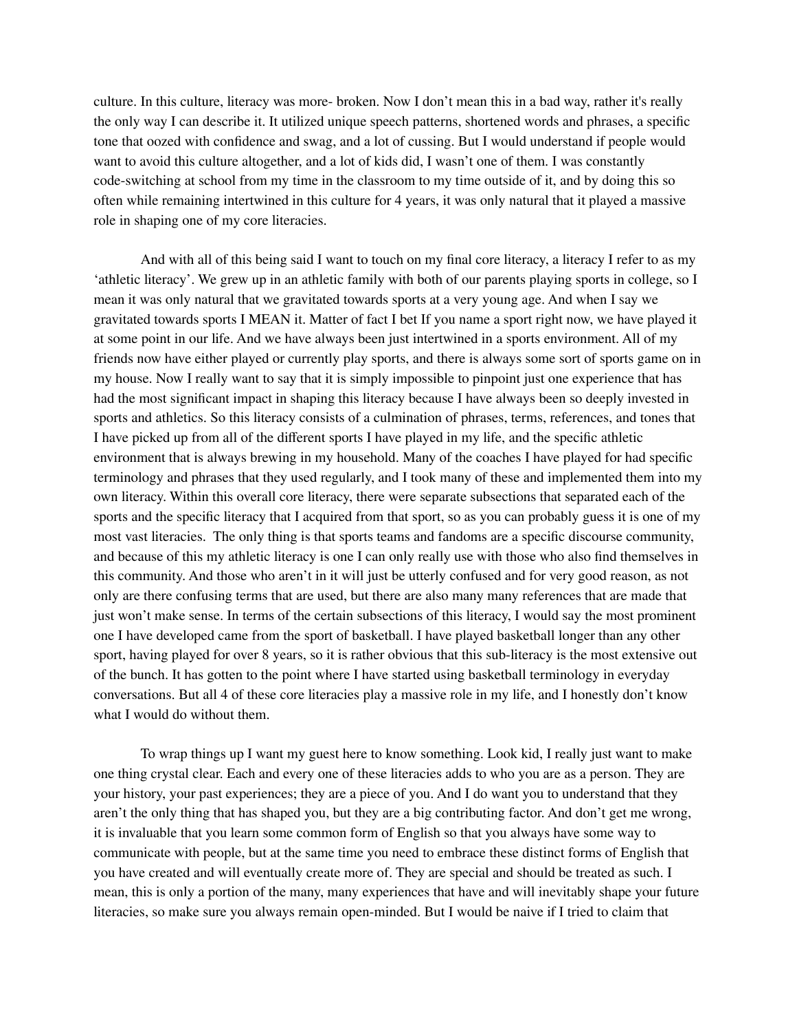culture. In this culture, literacy was more- broken. Now I don't mean this in a bad way, rather it's really the only way I can describe it. It utilized unique speech patterns, shortened words and phrases, a specific tone that oozed with confidence and swag, and a lot of cussing. But I would understand if people would want to avoid this culture altogether, and a lot of kids did, I wasn't one of them. I was constantly code-switching at school from my time in the classroom to my time outside of it, and by doing this so often while remaining intertwined in this culture for 4 years, it was only natural that it played a massive role in shaping one of my core literacies.

And with all of this being said I want to touch on my final core literacy, a literacy I refer to as my 'athletic literacy'. We grew up in an athletic family with both of our parents playing sports in college, so I mean it was only natural that we gravitated towards sports at a very young age. And when I say we gravitated towards sports I MEAN it. Matter of fact I bet If you name a sport right now, we have played it at some point in our life. And we have always been just intertwined in a sports environment. All of my friends now have either played or currently play sports, and there is always some sort of sports game on in my house. Now I really want to say that it is simply impossible to pinpoint just one experience that has had the most significant impact in shaping this literacy because I have always been so deeply invested in sports and athletics. So this literacy consists of a culmination of phrases, terms, references, and tones that I have picked up from all of the different sports I have played in my life, and the specific athletic environment that is always brewing in my household. Many of the coaches I have played for had specific terminology and phrases that they used regularly, and I took many of these and implemented them into my own literacy. Within this overall core literacy, there were separate subsections that separated each of the sports and the specific literacy that I acquired from that sport, so as you can probably guess it is one of my most vast literacies. The only thing is that sports teams and fandoms are a specific discourse community, and because of this my athletic literacy is one I can only really use with those who also find themselves in this community. And those who aren't in it will just be utterly confused and for very good reason, as not only are there confusing terms that are used, but there are also many many references that are made that just won't make sense. In terms of the certain subsections of this literacy, I would say the most prominent one I have developed came from the sport of basketball. I have played basketball longer than any other sport, having played for over 8 years, so it is rather obvious that this sub-literacy is the most extensive out of the bunch. It has gotten to the point where I have started using basketball terminology in everyday conversations. But all 4 of these core literacies play a massive role in my life, and I honestly don't know what I would do without them.

To wrap things up I want my guest here to know something. Look kid, I really just want to make one thing crystal clear. Each and every one of these literacies adds to who you are as a person. They are your history, your past experiences; they are a piece of you. And I do want you to understand that they aren't the only thing that has shaped you, but they are a big contributing factor. And don't get me wrong, it is invaluable that you learn some common form of English so that you always have some way to communicate with people, but at the same time you need to embrace these distinct forms of English that you have created and will eventually create more of. They are special and should be treated as such. I mean, this is only a portion of the many, many experiences that have and will inevitably shape your future literacies, so make sure you always remain open-minded. But I would be naive if I tried to claim that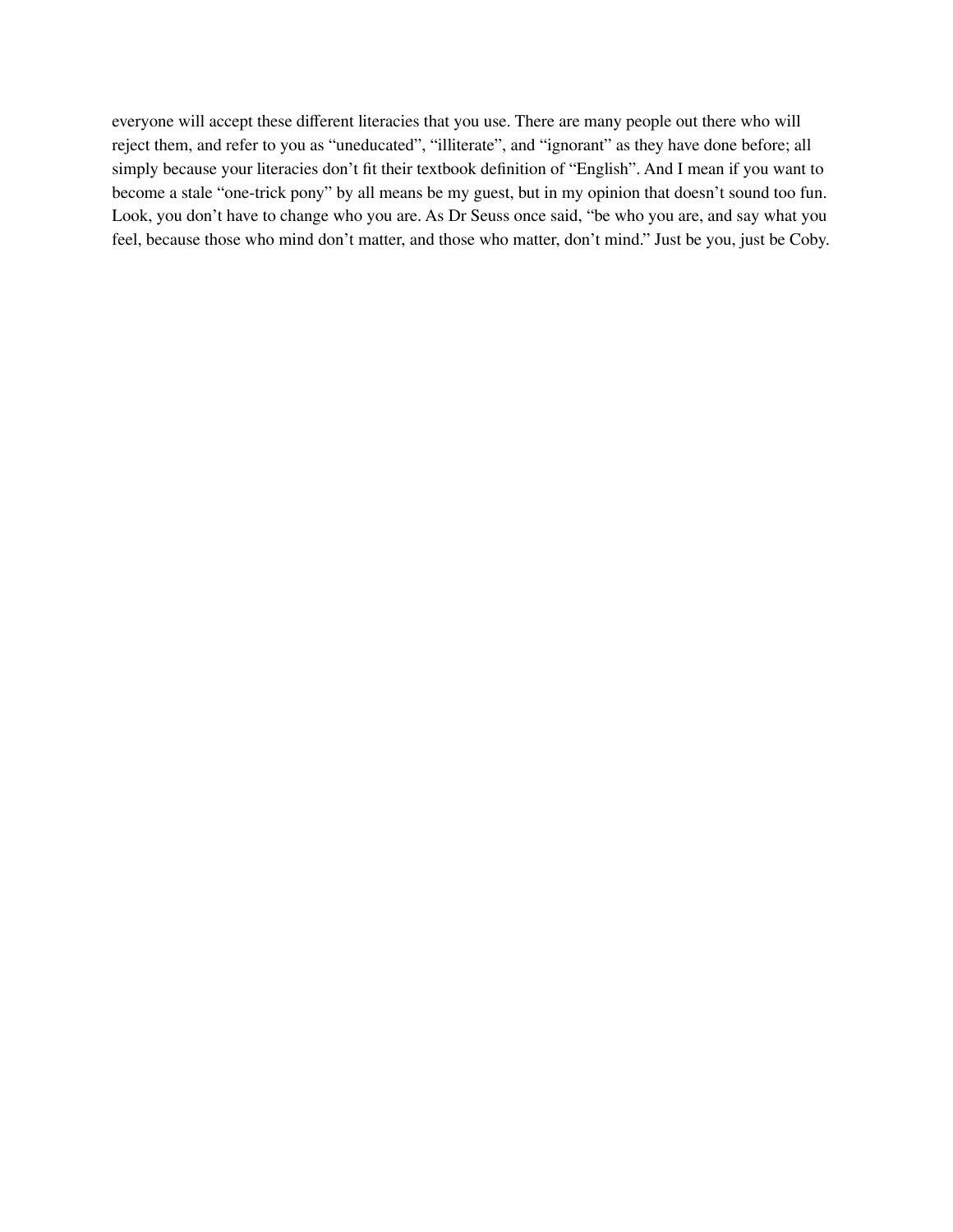everyone will accept these different literacies that you use. There are many people out there who will reject them, and refer to you as “uneducated”, “illiterate”, and “ignorant” as they have done before; all simply because your literacies don’t fit their textbook definition of “English”. And I mean if you want to become a stale “one-trick pony” by all means be my guest, but in my opinion that doesn’t sound too fun. Look, you don’t have to change who you are. As Dr Seuss once said, “be who you are, and say what you feel, because those who mind don’t matter, and those who matter, don’t mind.” Just be you, just be Coby.